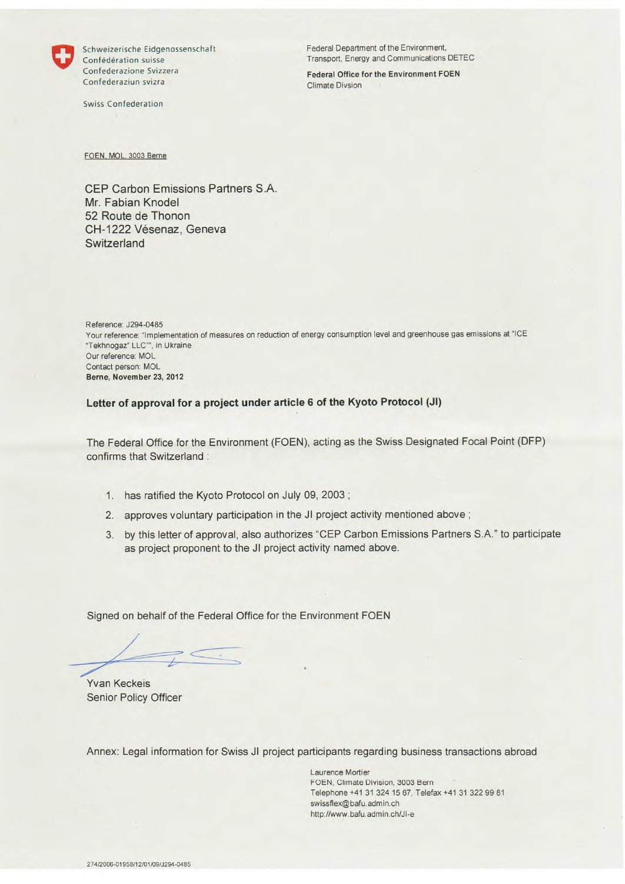Schweizerische Eidgenossenschaft
Confédération suisse
Confederazione Svizzera
Confederaziun svizra

Swiss Confederation

Federal Department of the Environment, Transport, Energy and Communications DETEC

**Federal Office for the Environment FOEN**
Climate Divsion

FOEN, MOL, 3003 Berne

CEP Carbon Emissions Partners S.A.
Mr. Fabian Knodel
52 Route de Thonon
CH-1222 Vésenaz, Geneva
Switzerland

Reference: J294-0485
Your reference: "Implementation of measures on reduction of energy consumption level and greenhouse gas emissions at "ICE "Tekhnogaz" LLC"", in Ukraine
Our reference: MOL
Contact person: MOL
**Berne, November 23, 2012**

**Letter of approval for a project under article 6 of the Kyoto Protocol (JI)**

The Federal Office for the Environment (FOEN), acting as the Swiss Designated Focal Point (DFP) confirms that Switzerland :

1. has ratified the Kyoto Protocol on July 09, 2003 ;
2. approves voluntary participation in the JI project activity mentioned above ;
3. by this letter of approval, also authorizes "CEP Carbon Emissions Partners S.A." to participate as project proponent to the JI project activity named above.

Signed on behalf of the Federal Office for the Environment FOEN

Yvan Keckeis
Senior Policy Officer

Annex: Legal information for Swiss JI project participants regarding business transactions abroad

Laurence Mortier
FOEN, Climate Division, 3003 Bern
Telephone +41 31 324 15 67, Telefax +41 31 322 99 81
swissflex@bafu.admin.ch
http://www.bafu.admin.ch/JI-e

274/2006-01958/12/01/09/J294-0485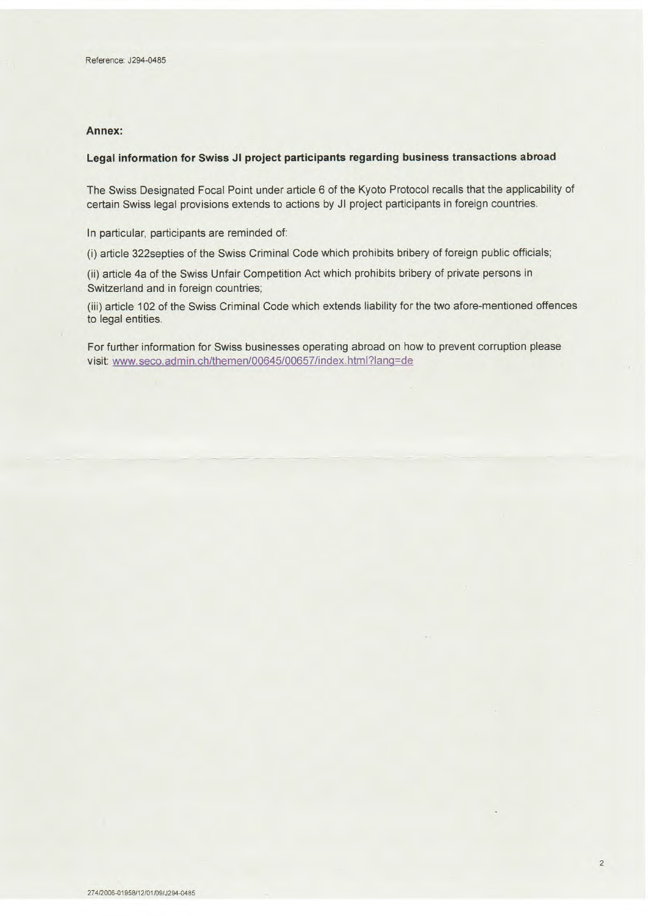Reference: J294-0485

## Annex:

### Legal information for Swiss JI project participants regarding business transactions abroad

The Swiss Designated Focal Point under article 6 of the Kyoto Protocol recalls that the applicability of certain Swiss legal provisions extends to actions by JI project participants in foreign countries.

In particular, participants are reminded of:

(i) article 322septies of the Swiss Criminal Code which prohibits bribery of foreign public officials;

(ii) article 4a of the Swiss Unfair Competition Act which prohibits bribery of private persons in Switzerland and in foreign countries;

(iii) article 102 of the Swiss Criminal Code which extends liability for the two afore-mentioned offences to legal entities.

For further information for Swiss businesses operating abroad on how to prevent corruption please visit: www.seco.admin.ch/themen/00645/00657/index.html?lang=de

274/2006-01958/12/01/09/J294-0485